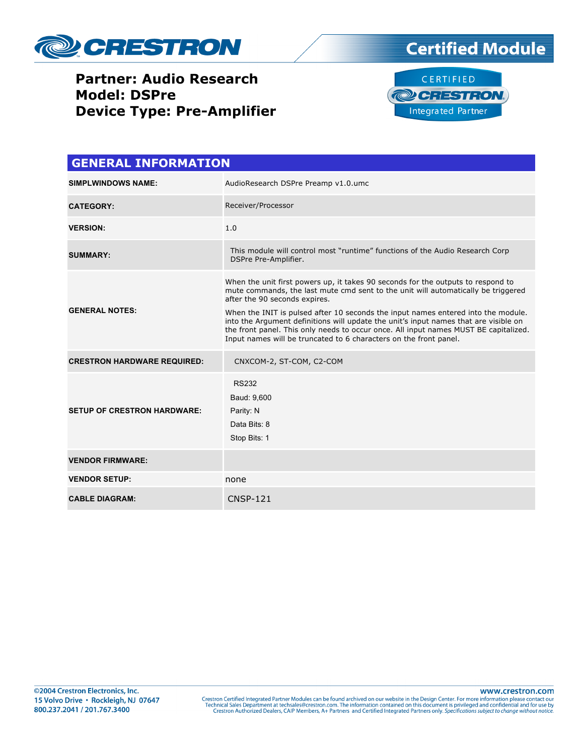**Partner: Audio Research**
**Model: DSPre**
**Device Type: Pre-Amplifier**

Certified Module

CERTIFIED CRESTRON Integrated Partner

## GENERAL INFORMATION

| | |
|---|---|
| **SIMPLWINDOWS NAME:** | AudioResearch DSPre Preamp v1.0.umc |
| **CATEGORY:** | Receiver/Processor |
| **VERSION:** | 1.0 |
| **SUMMARY:** | This module will control most "runtime" functions of the Audio Research Corp DSPre Pre-Amplifier. |
| **GENERAL NOTES:** | When the unit first powers up, it takes 90 seconds for the outputs to respond to mute commands, the last mute cmd sent to the unit will automatically be triggered after the 90 seconds expires.<br><br>When the INIT is pulsed after 10 seconds the input names entered into the module. into the Argument definitions will update the unit's input names that are visible on the front panel. This only needs to occur once. All input names MUST BE capitalized. Input names will be truncated to 6 characters on the front panel. |
| **CRESTRON HARDWARE REQUIRED:** | CNXCOM-2, ST-COM, C2-COM |
| **SETUP OF CRESTRON HARDWARE:** | RS232<br>Baud: 9,600<br>Parity: N<br>Data Bits: 8<br>Stop Bits: 1 |
| **VENDOR FIRMWARE:** | |
| **VENDOR SETUP:** | none |
| **CABLE DIAGRAM:** | CNSP-121 |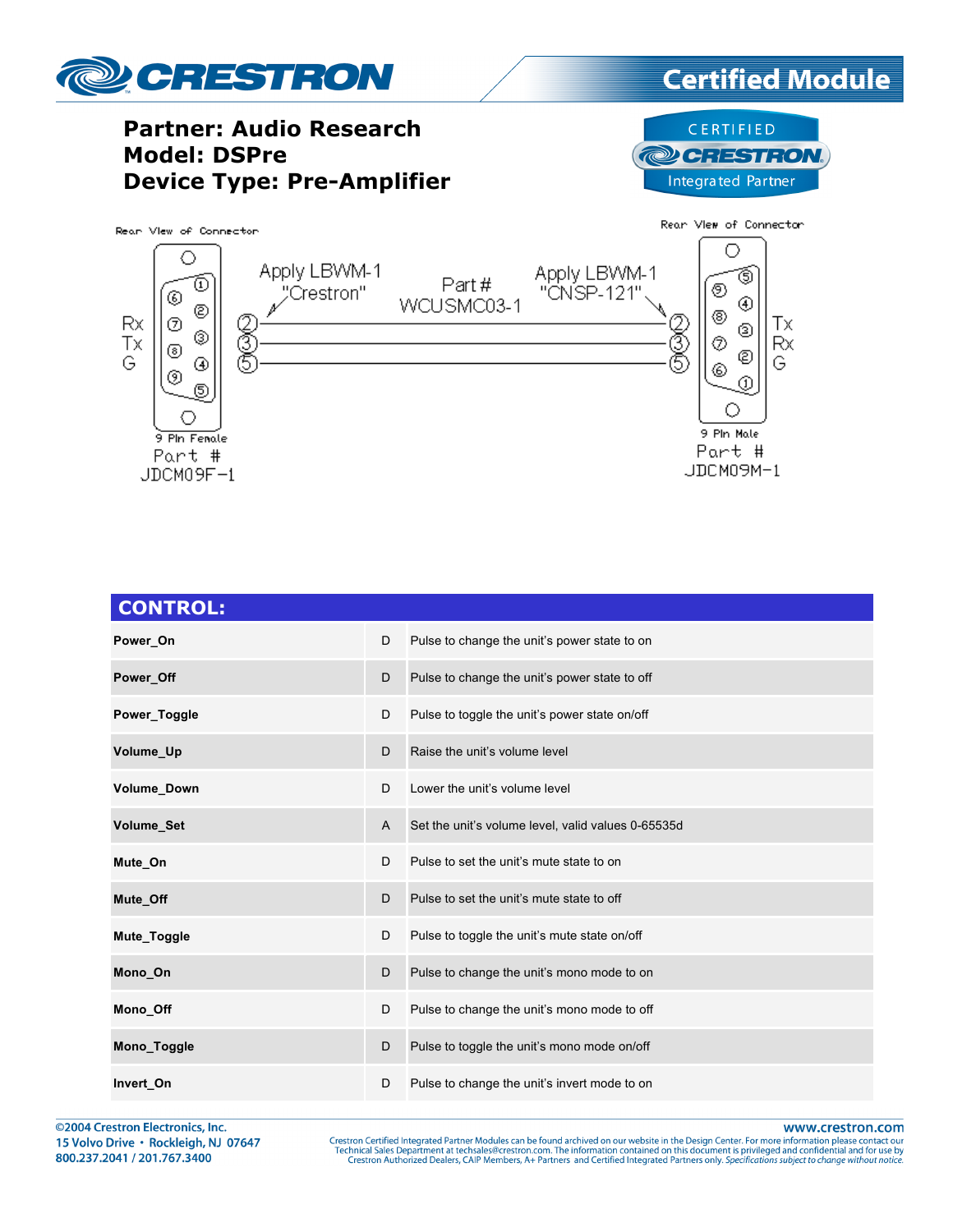**Partner: Audio Research**
**Model: DSPre**
**Device Type: Pre-Amplifier**

CERTIFIED CRESTRON Integrated Partner

Rear View of Connector — 9 Pin Female — Part # JDCM09F-1

Rx (2), Tx (3), G (5)

Apply LBWM-1 "Crestron"

Part # WCUSMC03-1

Apply LBWM-1 "CNSP-121"

Rear View of Connector — 9 Pin Male — Part # JDCM09M-1

Tx (2), Rx (3), G (5)

## CONTROL:

| | | |
|---|---|---|
| **Power_On** | D | Pulse to change the unit's power state to on |
| **Power_Off** | D | Pulse to change the unit's power state to off |
| **Power_Toggle** | D | Pulse to toggle the unit's power state on/off |
| **Volume_Up** | D | Raise the unit's volume level |
| **Volume_Down** | D | Lower the unit's volume level |
| **Volume_Set** | A | Set the unit's volume level, valid values 0-65535d |
| **Mute_On** | D | Pulse to set the unit's mute state to on |
| **Mute_Off** | D | Pulse to set the unit's mute state to off |
| **Mute_Toggle** | D | Pulse to toggle the unit's mute state on/off |
| **Mono_On** | D | Pulse to change the unit's mono mode to on |
| **Mono_Off** | D | Pulse to change the unit's mono mode to off |
| **Mono_Toggle** | D | Pulse to toggle the unit's mono mode on/off |
| **Invert_On** | D | Pulse to change the unit's invert mode to on |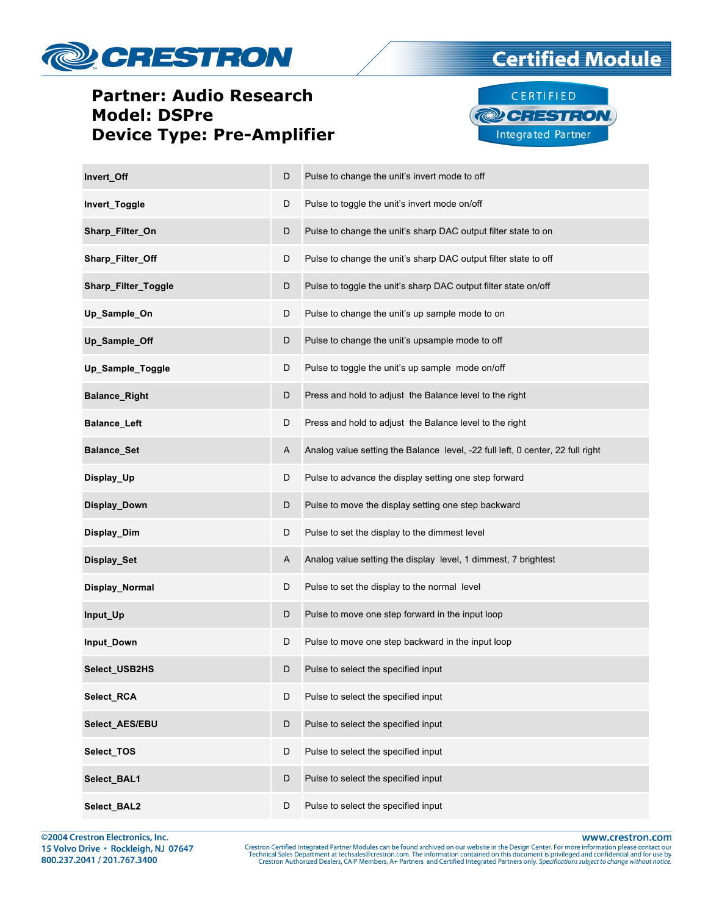**Partner: Audio Research**
**Model: DSPre**
**Device Type: Pre-Amplifier**

| | | |
|---|---|---|
| **Invert_Off** | D | Pulse to change the unit's invert mode to off |
| **Invert_Toggle** | D | Pulse to toggle the unit's invert mode on/off |
| **Sharp_Filter_On** | D | Pulse to change the unit's sharp DAC output filter state to on |
| **Sharp_Filter_Off** | D | Pulse to change the unit's sharp DAC output filter state to off |
| **Sharp_Filter_Toggle** | D | Pulse to toggle the unit's sharp DAC output filter state on/off |
| **Up_Sample_On** | D | Pulse to change the unit's up sample mode to on |
| **Up_Sample_Off** | D | Pulse to change the unit's upsample mode to off |
| **Up_Sample_Toggle** | D | Pulse to toggle the unit's up sample mode on/off |
| **Balance_Right** | D | Press and hold to adjust the Balance level to the right |
| **Balance_Left** | D | Press and hold to adjust the Balance level to the right |
| **Balance_Set** | A | Analog value setting the Balance level, -22 full left, 0 center, 22 full right |
| **Display_Up** | D | Pulse to advance the display setting one step forward |
| **Display_Down** | D | Pulse to move the display setting one step backward |
| **Display_Dim** | D | Pulse to set the display to the dimmest level |
| **Display_Set** | A | Analog value setting the display level, 1 dimmest, 7 brightest |
| **Display_Normal** | D | Pulse to set the display to the normal level |
| **Input_Up** | D | Pulse to move one step forward in the input loop |
| **Input_Down** | D | Pulse to move one step backward in the input loop |
| **Select_USB2HS** | D | Pulse to select the specified input |
| **Select_RCA** | D | Pulse to select the specified input |
| **Select_AES/EBU** | D | Pulse to select the specified input |
| **Select_TOS** | D | Pulse to select the specified input |
| **Select_BAL1** | D | Pulse to select the specified input |
| **Select_BAL2** | D | Pulse to select the specified input |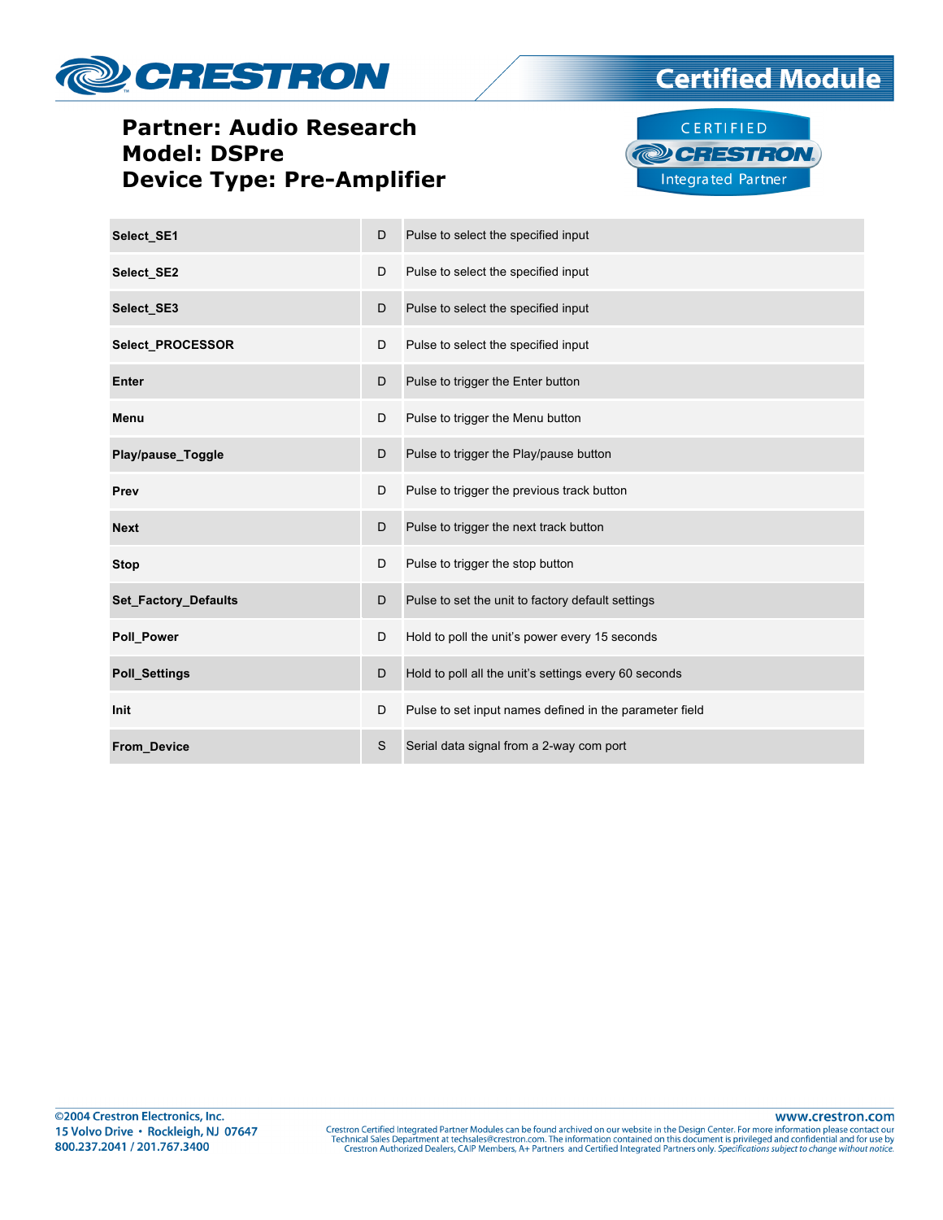**Partner: Audio Research**
**Model: DSPre**
**Device Type: Pre-Amplifier**

| | | |
|---|---|---|
| **Select_SE1** | D | Pulse to select the specified input |
| **Select_SE2** | D | Pulse to select the specified input |
| **Select_SE3** | D | Pulse to select the specified input |
| **Select_PROCESSOR** | D | Pulse to select the specified input |
| **Enter** | D | Pulse to trigger the Enter button |
| **Menu** | D | Pulse to trigger the Menu button |
| **Play/pause_Toggle** | D | Pulse to trigger the Play/pause button |
| **Prev** | D | Pulse to trigger the previous track button |
| **Next** | D | Pulse to trigger the next track button |
| **Stop** | D | Pulse to trigger the stop button |
| **Set_Factory_Defaults** | D | Pulse to set the unit to factory default settings |
| **Poll_Power** | D | Hold to poll the unit's power every 15 seconds |
| **Poll_Settings** | D | Hold to poll all the unit's settings every 60 seconds |
| **Init** | D | Pulse to set input names defined in the parameter field |
| **From_Device** | S | Serial data signal from a 2-way com port |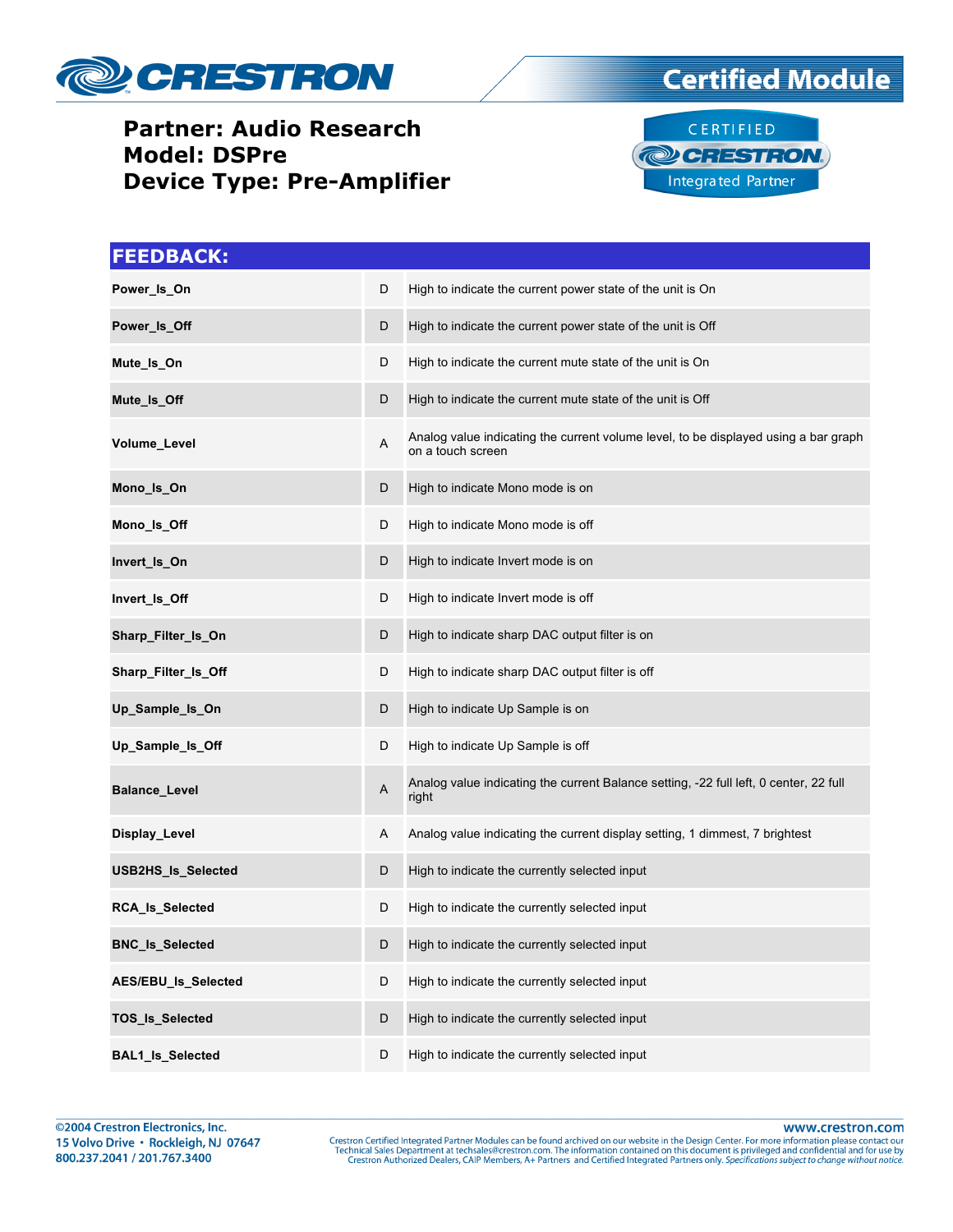# Partner: Audio Research
# Model: DSPre
# Device Type: Pre-Amplifier

## FEEDBACK:

| | | |
|---|---|---|
| **Power_Is_On** | D | High to indicate the current power state of the unit is On |
| **Power_Is_Off** | D | High to indicate the current power state of the unit is Off |
| **Mute_Is_On** | D | High to indicate the current mute state of the unit is On |
| **Mute_Is_Off** | D | High to indicate the current mute state of the unit is Off |
| **Volume_Level** | A | Analog value indicating the current volume level, to be displayed using a bar graph on a touch screen |
| **Mono_Is_On** | D | High to indicate Mono mode is on |
| **Mono_Is_Off** | D | High to indicate Mono mode is off |
| **Invert_Is_On** | D | High to indicate Invert mode is on |
| **Invert_Is_Off** | D | High to indicate Invert mode is off |
| **Sharp_Filter_Is_On** | D | High to indicate sharp DAC output filter is on |
| **Sharp_Filter_Is_Off** | D | High to indicate sharp DAC output filter is off |
| **Up_Sample_Is_On** | D | High to indicate Up Sample is on |
| **Up_Sample_Is_Off** | D | High to indicate Up Sample is off |
| **Balance_Level** | A | Analog value indicating the current Balance setting, -22 full left, 0 center, 22 full right |
| **Display_Level** | A | Analog value indicating the current display setting, 1 dimmest, 7 brightest |
| **USB2HS_Is_Selected** | D | High to indicate the currently selected input |
| **RCA_Is_Selected** | D | High to indicate the currently selected input |
| **BNC_Is_Selected** | D | High to indicate the currently selected input |
| **AES/EBU_Is_Selected** | D | High to indicate the currently selected input |
| **TOS_Is_Selected** | D | High to indicate the currently selected input |
| **BAL1_Is_Selected** | D | High to indicate the currently selected input |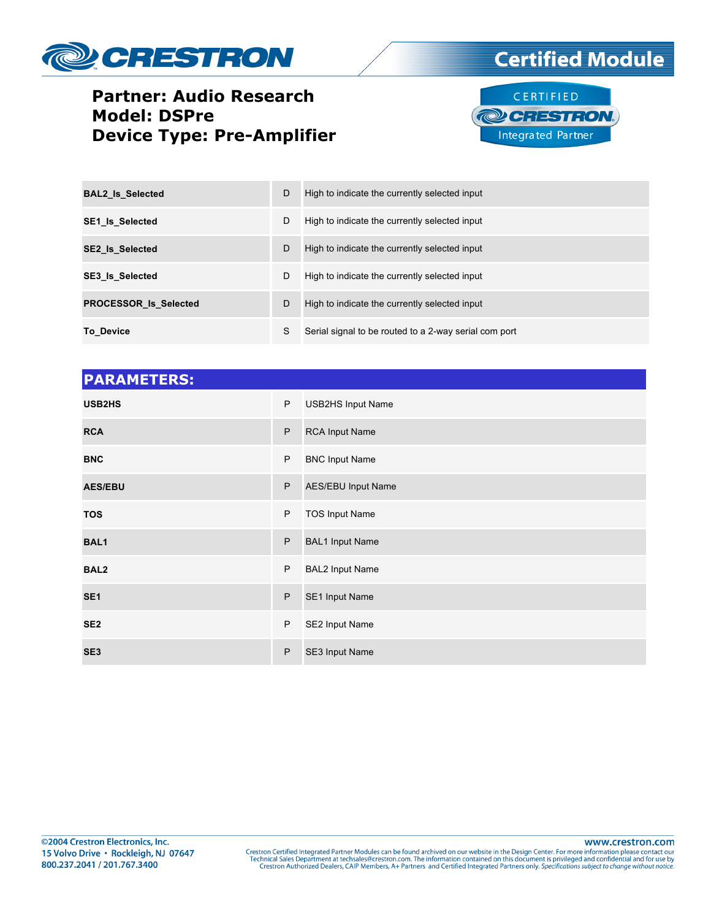**Partner: Audio Research**
**Model: DSPre**
**Device Type: Pre-Amplifier**

| | | |
|---|---|---|
| **BAL2_Is_Selected** | D | High to indicate the currently selected input |
| **SE1_Is_Selected** | D | High to indicate the currently selected input |
| **SE2_Is_Selected** | D | High to indicate the currently selected input |
| **SE3_Is_Selected** | D | High to indicate the currently selected input |
| **PROCESSOR_Is_Selected** | D | High to indicate the currently selected input |
| **To_Device** | S | Serial signal to be routed to a 2-way serial com port |

## PARAMETERS:

| | | |
|---|---|---|
| **USB2HS** | P | USB2HS Input Name |
| **RCA** | P | RCA Input Name |
| **BNC** | P | BNC Input Name |
| **AES/EBU** | P | AES/EBU Input Name |
| **TOS** | P | TOS Input Name |
| **BAL1** | P | BAL1 Input Name |
| **BAL2** | P | BAL2 Input Name |
| **SE1** | P | SE1 Input Name |
| **SE2** | P | SE2 Input Name |
| **SE3** | P | SE3 Input Name |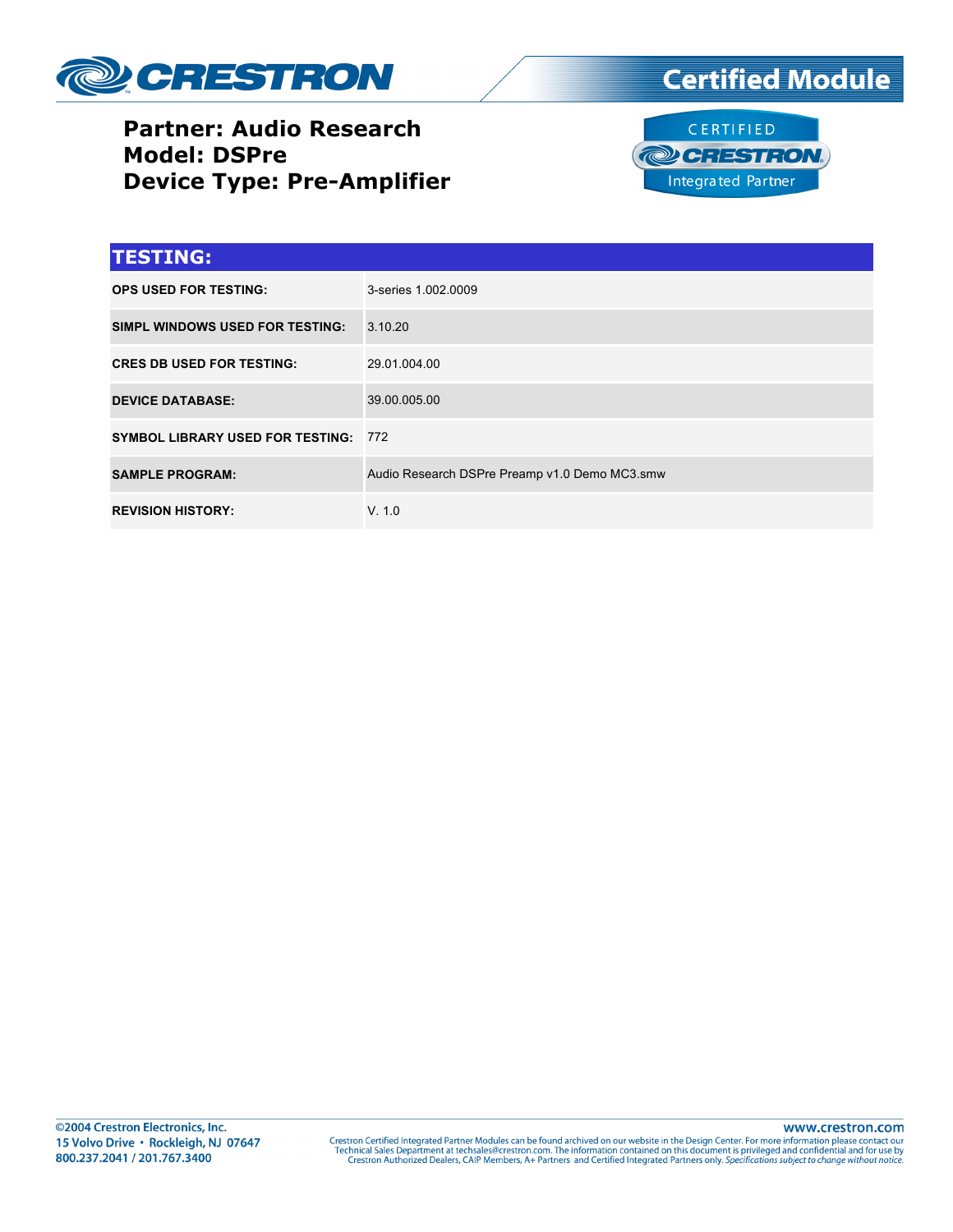**Partner: Audio Research**
**Model: DSPre**
**Device Type: Pre-Amplifier**

## TESTING:

| | |
|---|---|
| **OPS USED FOR TESTING:** | 3-series 1.002.0009 |
| **SIMPL WINDOWS USED FOR TESTING:** | 3.10.20 |
| **CRES DB USED FOR TESTING:** | 29.01.004.00 |
| **DEVICE DATABASE:** | 39.00.005.00 |
| **SYMBOL LIBRARY USED FOR TESTING:** | 772 |
| **SAMPLE PROGRAM:** | Audio Research DSPre Preamp v1.0 Demo MC3.smw |
| **REVISION HISTORY:** | V. 1.0 |